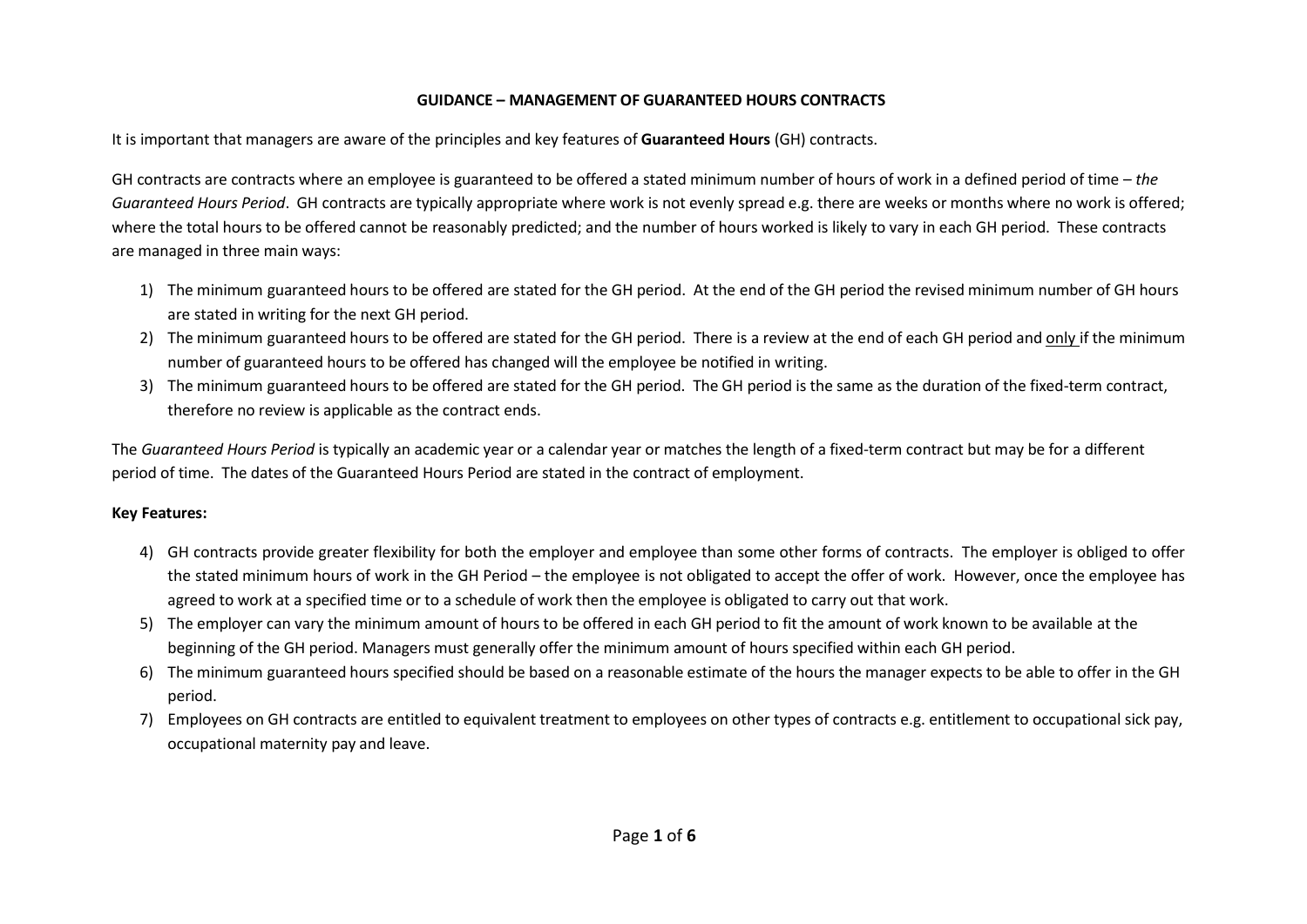# GUIDANCE – MANAGEMENT OF GUARANTEED HOURS CONTRACTS

It is important that managers are aware of the principles and key features of **Guaranteed Hours** (GH) contracts.

GH contracts are contracts where an employee is guaranteed to be offered a stated minimum number of hours of work in a defined period of time – *the Guaranteed Hours Period*. GH contracts are typically appropriate where work is not evenly spread e.g. there are weeks or months where no work is offered; where the total hours to be offered cannot be reasonably predicted; and the number of hours worked is likely to vary in each GH period. These contracts are managed in three main ways:

1) The minimum guaranteed hours to be offered are stated for the GH period. At the end of the GH period the revised minimum number of GH hours are stated in writing for the next GH period.
2) The minimum guaranteed hours to be offered are stated for the GH period. There is a review at the end of each GH period and <u>only</u> if the minimum number of guaranteed hours to be offered has changed will the employee be notified in writing.
3) The minimum guaranteed hours to be offered are stated for the GH period. The GH period is the same as the duration of the fixed-term contract, therefore no review is applicable as the contract ends.

The *Guaranteed Hours Period* is typically an academic year or a calendar year or matches the length of a fixed-term contract but may be for a different period of time. The dates of the Guaranteed Hours Period are stated in the contract of employment.

**Key Features:**

4) GH contracts provide greater flexibility for both the employer and employee than some other forms of contracts. The employer is obliged to offer the stated minimum hours of work in the GH Period – the employee is not obligated to accept the offer of work. However, once the employee has agreed to work at a specified time or to a schedule of work then the employee is obligated to carry out that work.
5) The employer can vary the minimum amount of hours to be offered in each GH period to fit the amount of work known to be available at the beginning of the GH period. Managers must generally offer the minimum amount of hours specified within each GH period.
6) The minimum guaranteed hours specified should be based on a reasonable estimate of the hours the manager expects to be able to offer in the GH period.
7) Employees on GH contracts are entitled to equivalent treatment to employees on other types of contracts e.g. entitlement to occupational sick pay, occupational maternity pay and leave.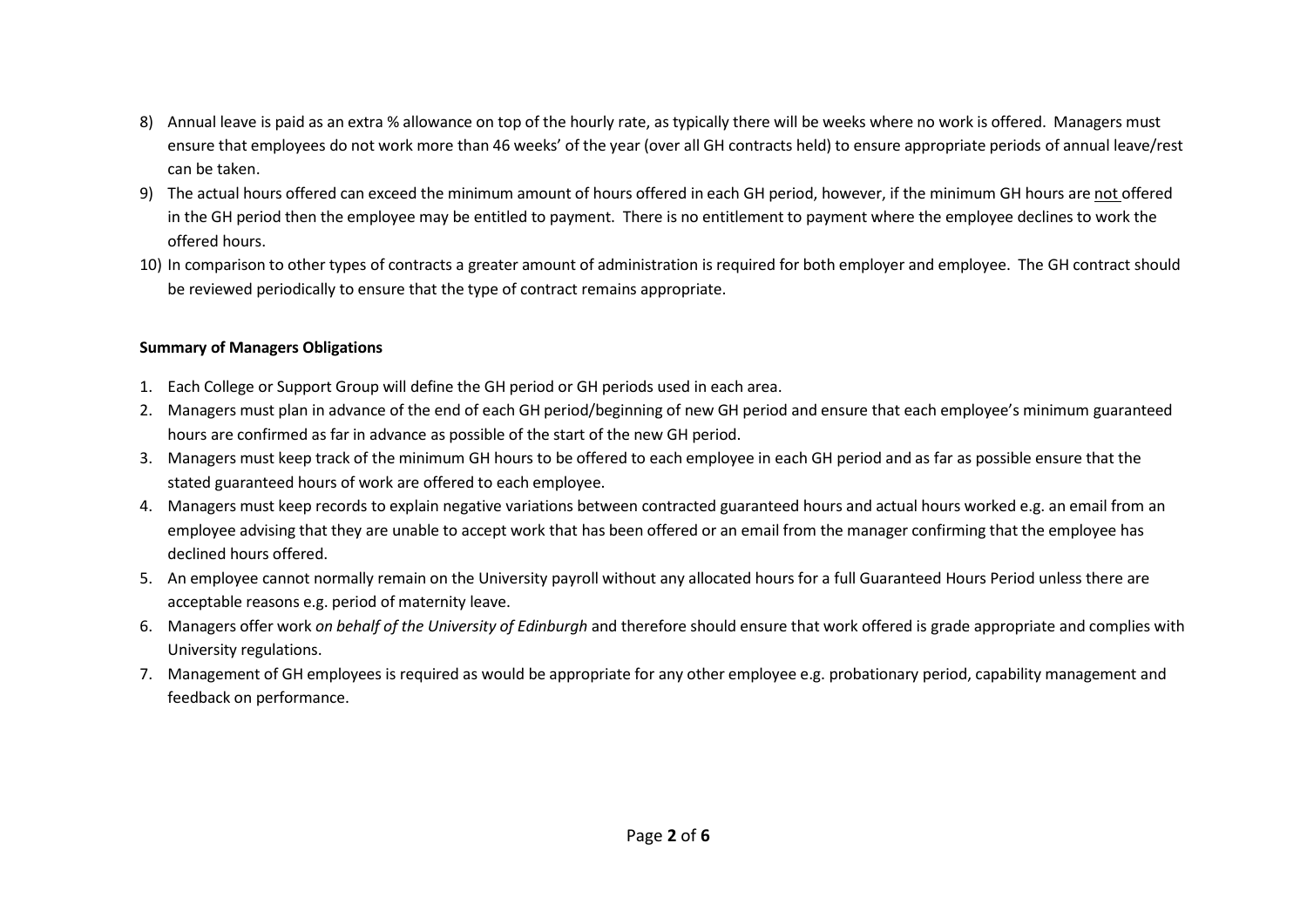8) Annual leave is paid as an extra % allowance on top of the hourly rate, as typically there will be weeks where no work is offered. Managers must ensure that employees do not work more than 46 weeks' of the year (over all GH contracts held) to ensure appropriate periods of annual leave/rest can be taken.
9) The actual hours offered can exceed the minimum amount of hours offered in each GH period, however, if the minimum GH hours are <u>not</u> offered in the GH period then the employee may be entitled to payment. There is no entitlement to payment where the employee declines to work the offered hours.
10) In comparison to other types of contracts a greater amount of administration is required for both employer and employee. The GH contract should be reviewed periodically to ensure that the type of contract remains appropriate.

**Summary of Managers Obligations**

1. Each College or Support Group will define the GH period or GH periods used in each area.
2. Managers must plan in advance of the end of each GH period/beginning of new GH period and ensure that each employee's minimum guaranteed hours are confirmed as far in advance as possible of the start of the new GH period.
3. Managers must keep track of the minimum GH hours to be offered to each employee in each GH period and as far as possible ensure that the stated guaranteed hours of work are offered to each employee.
4. Managers must keep records to explain negative variations between contracted guaranteed hours and actual hours worked e.g. an email from an employee advising that they are unable to accept work that has been offered or an email from the manager confirming that the employee has declined hours offered.
5. An employee cannot normally remain on the University payroll without any allocated hours for a full Guaranteed Hours Period unless there are acceptable reasons e.g. period of maternity leave.
6. Managers offer work *on behalf of the University of Edinburgh* and therefore should ensure that work offered is grade appropriate and complies with University regulations.
7. Management of GH employees is required as would be appropriate for any other employee e.g. probationary period, capability management and feedback on performance.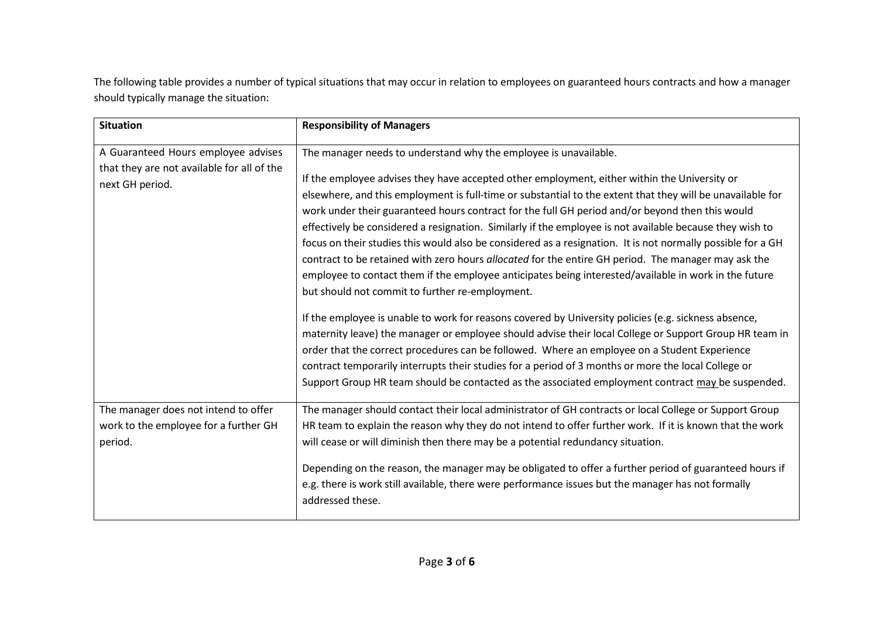The following table provides a number of typical situations that may occur in relation to employees on guaranteed hours contracts and how a manager should typically manage the situation:

| **Situation** | **Responsibility of Managers** |
|---|---|
| A Guaranteed Hours employee advises that they are not available for all of the next GH period. | The manager needs to understand why the employee is unavailable.<br><br>If the employee advises they have accepted other employment, either within the University or elsewhere, and this employment is full-time or substantial to the extent that they will be unavailable for work under their guaranteed hours contract for the full GH period and/or beyond then this would effectively be considered a resignation. Similarly if the employee is not available because they wish to focus on their studies this would also be considered as a resignation. It is not normally possible for a GH contract to be retained with zero hours *allocated* for the entire GH period. The manager may ask the employee to contact them if the employee anticipates being interested/available in work in the future but should not commit to further re-employment.<br><br>If the employee is unable to work for reasons covered by University policies (e.g. sickness absence, maternity leave) the manager or employee should advise their local College or Support Group HR team in order that the correct procedures can be followed. Where an employee on a Student Experience contract temporarily interrupts their studies for a period of 3 months or more the local College or Support Group HR team should be contacted as the associated employment contract <u>may</u> be suspended. |
| The manager does not intend to offer work to the employee for a further GH period. | The manager should contact their local administrator of GH contracts or local College or Support Group HR team to explain the reason why they do not intend to offer further work. If it is known that the work will cease or will diminish then there may be a potential redundancy situation.<br><br>Depending on the reason, the manager may be obligated to offer a further period of guaranteed hours if e.g. there is work still available, there were performance issues but the manager has not formally addressed these. |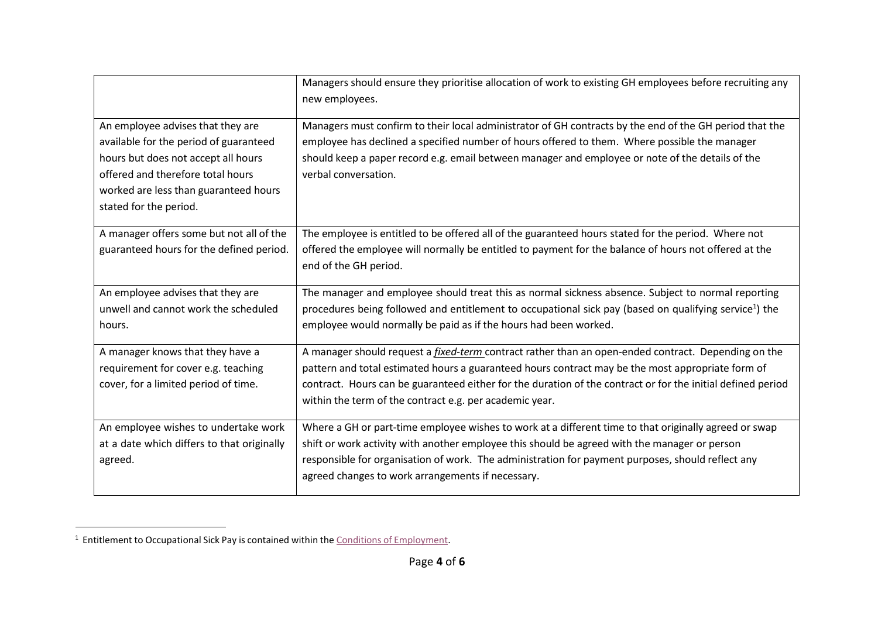| | |
|---|---|
| | Managers should ensure they prioritise allocation of work to existing GH employees before recruiting any new employees. |
| An employee advises that they are available for the period of guaranteed hours but does not accept all hours offered and therefore total hours worked are less than guaranteed hours stated for the period. | Managers must confirm to their local administrator of GH contracts by the end of the GH period that the employee has declined a specified number of hours offered to them. Where possible the manager should keep a paper record e.g. email between manager and employee or note of the details of the verbal conversation. |
| A manager offers some but not all of the guaranteed hours for the defined period. | The employee is entitled to be offered all of the guaranteed hours stated for the period. Where not offered the employee will normally be entitled to payment for the balance of hours not offered at the end of the GH period. |
| An employee advises that they are unwell and cannot work the scheduled hours. | The manager and employee should treat this as normal sickness absence. Subject to normal reporting procedures being followed and entitlement to occupational sick pay (based on qualifying service[1]) the employee would normally be paid as if the hours had been worked. |
| A manager knows that they have a requirement for cover e.g. teaching cover, for a limited period of time. | A manager should request a ***fixed-term*** contract rather than an open-ended contract. Depending on the pattern and total estimated hours a guaranteed hours contract may be the most appropriate form of contract. Hours can be guaranteed either for the duration of the contract or for the initial defined period within the term of the contract e.g. per academic year. |
| An employee wishes to undertake work at a date which differs to that originally agreed. | Where a GH or part-time employee wishes to work at a different time to that originally agreed or swap shift or work activity with another employee this should be agreed with the manager or person responsible for organisation of work. The administration for payment purposes, should reflect any agreed changes to work arrangements if necessary. |

[1] Entitlement to Occupational Sick Pay is contained within the Conditions of Employment.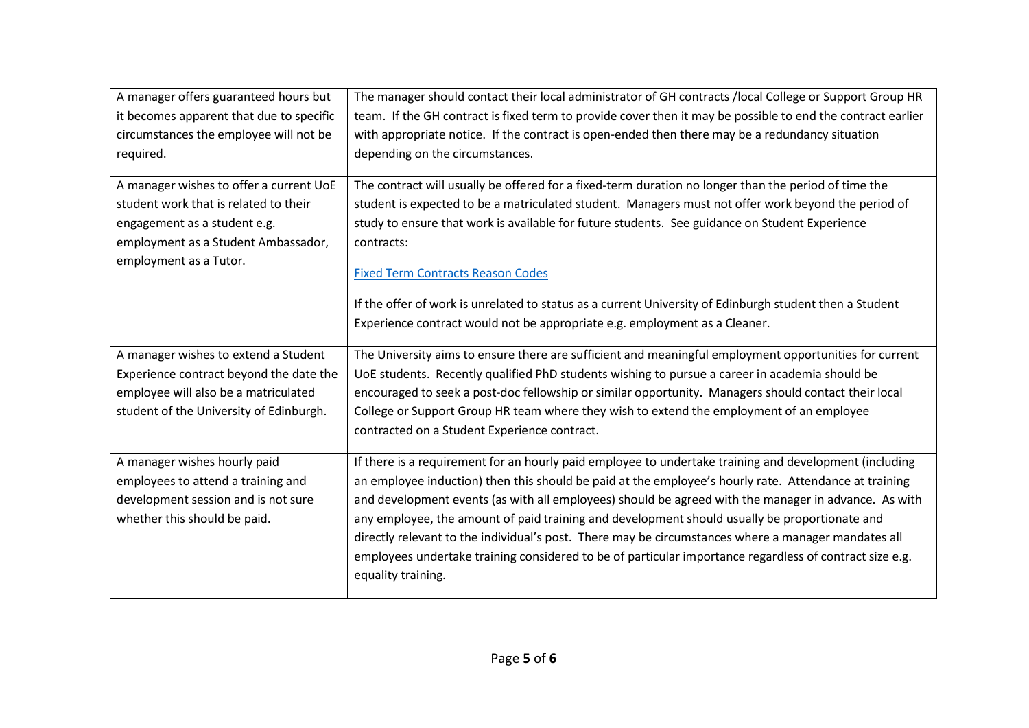| | |
|---|---|
| A manager offers guaranteed hours but it becomes apparent that due to specific circumstances the employee will not be required. | The manager should contact their local administrator of GH contracts /local College or Support Group HR team. If the GH contract is fixed term to provide cover then it may be possible to end the contract earlier with appropriate notice. If the contract is open-ended then there may be a redundancy situation depending on the circumstances. |
| A manager wishes to offer a current UoE student work that is related to their engagement as a student e.g. employment as a Student Ambassador, employment as a Tutor. | The contract will usually be offered for a fixed-term duration no longer than the period of time the student is expected to be a matriculated student. Managers must not offer work beyond the period of study to ensure that work is available for future students. See guidance on Student Experience contracts:<br><br>[Fixed Term Contracts Reason Codes]()<br><br>If the offer of work is unrelated to status as a current University of Edinburgh student then a Student Experience contract would not be appropriate e.g. employment as a Cleaner. |
| A manager wishes to extend a Student Experience contract beyond the date the employee will also be a matriculated student of the University of Edinburgh. | The University aims to ensure there are sufficient and meaningful employment opportunities for current UoE students. Recently qualified PhD students wishing to pursue a career in academia should be encouraged to seek a post-doc fellowship or similar opportunity. Managers should contact their local College or Support Group HR team where they wish to extend the employment of an employee contracted on a Student Experience contract. |
| A manager wishes hourly paid employees to attend a training and development session and is not sure whether this should be paid. | If there is a requirement for an hourly paid employee to undertake training and development (including an employee induction) then this should be paid at the employee's hourly rate. Attendance at training and development events (as with all employees) should be agreed with the manager in advance. As with any employee, the amount of paid training and development should usually be proportionate and directly relevant to the individual's post. There may be circumstances where a manager mandates all employees undertake training considered to be of particular importance regardless of contract size e.g. equality training. |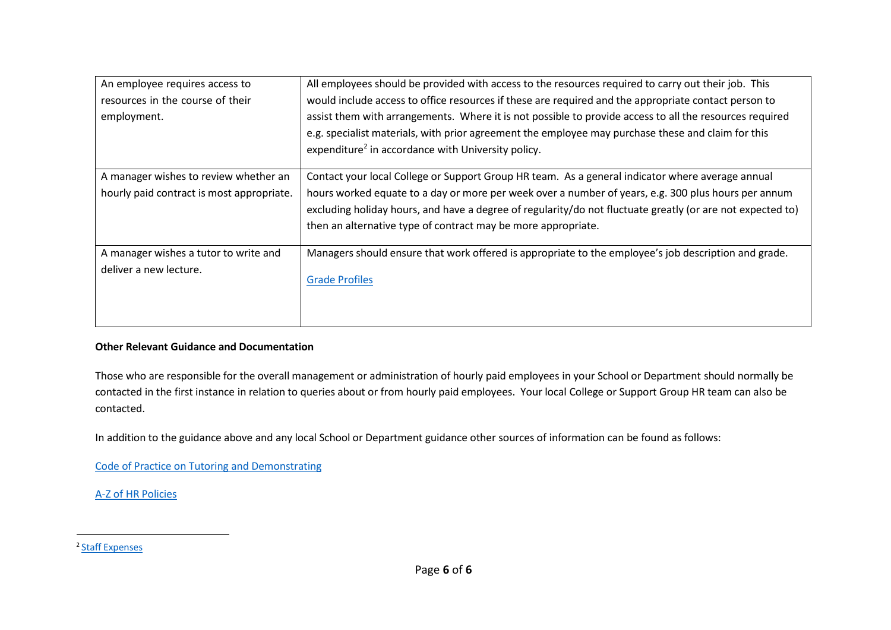| | |
|---|---|
| An employee requires access to resources in the course of their employment. | All employees should be provided with access to the resources required to carry out their job. This would include access to office resources if these are required and the appropriate contact person to assist them with arrangements. Where it is not possible to provide access to all the resources required e.g. specialist materials, with prior agreement the employee may purchase these and claim for this expenditure[2] in accordance with University policy. |
| A manager wishes to review whether an hourly paid contract is most appropriate. | Contact your local College or Support Group HR team. As a general indicator where average annual hours worked equate to a day or more per week over a number of years, e.g. 300 plus hours per annum excluding holiday hours, and have a degree of regularity/do not fluctuate greatly (or are not expected to) then an alternative type of contract may be more appropriate. |
| A manager wishes a tutor to write and deliver a new lecture. | Managers should ensure that work offered is appropriate to the employee's job description and grade.<br><br>Grade Profiles |

**Other Relevant Guidance and Documentation**

Those who are responsible for the overall management or administration of hourly paid employees in your School or Department should normally be contacted in the first instance in relation to queries about or from hourly paid employees. Your local College or Support Group HR team can also be contacted.

In addition to the guidance above and any local School or Department guidance other sources of information can be found as follows:

Code of Practice on Tutoring and Demonstrating

A-Z of HR Policies

[2] Staff Expenses